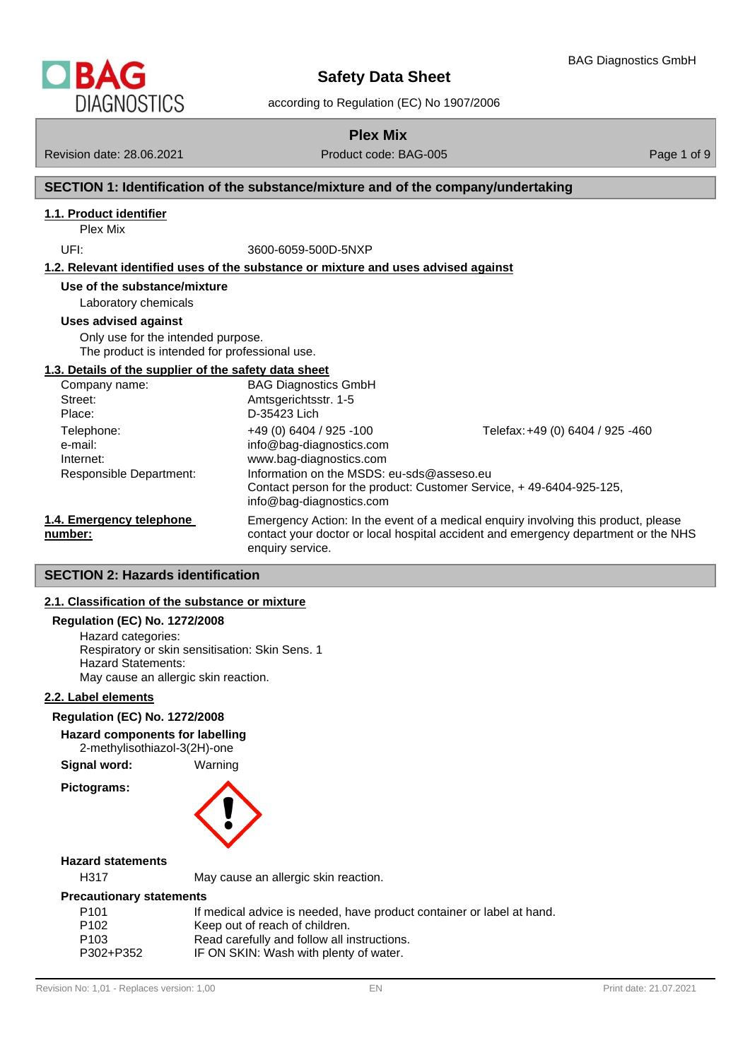# Safety Data Sheet

according to Regulation (EC) No 1907/2006

BAG Diagnostics GmbH

**Plex Mix**

Revision date: 28.06.2021 | Product code: BAG-005

## SECTION 1: Identification of the substance/mixture and of the company/undertaking

### 1.1. Product identifier

Plex Mix

UFI: 3600-6059-500D-5NXP

### 1.2. Relevant identified uses of the substance or mixture and uses advised against

**Use of the substance/mixture**

Laboratory chemicals

**Uses advised against**

Only use for the intended purpose.
The product is intended for professional use.

### 1.3. Details of the supplier of the safety data sheet

| | | |
|---|---|---|
| Company name: | BAG Diagnostics GmbH | |
| Street: | Amtsgerichtsstr. 1-5 | |
| Place: | D-35423 Lich | |
| Telephone: | +49 (0) 6404 / 925 -100 | Telefax: +49 (0) 6404 / 925 -460 |
| e-mail: | info@bag-diagnostics.com | |
| Internet: | www.bag-diagnostics.com | |
| Responsible Department: | Information on the MSDS: eu-sds@asseso.eu<br>Contact person for the product: Customer Service, + 49-6404-925-125, info@bag-diagnostics.com | |

### 1.4. Emergency telephone number:

Emergency Action: In the event of a medical enquiry involving this product, please contact your doctor or local hospital accident and emergency department or the NHS enquiry service.

## SECTION 2: Hazards identification

### 2.1. Classification of the substance or mixture

**Regulation (EC) No. 1272/2008**

Hazard categories:
Respiratory or skin sensitisation: Skin Sens. 1
Hazard Statements:
May cause an allergic skin reaction.

### 2.2. Label elements

**Regulation (EC) No. 1272/2008**

**Hazard components for labelling**

2-methylisothiazol-3(2H)-one

**Signal word:** Warning

**Pictograms:**

**Hazard statements**

| | |
|---|---|
| H317 | May cause an allergic skin reaction. |

**Precautionary statements**

| | |
|---|---|
| P101 | If medical advice is needed, have product container or label at hand. |
| P102 | Keep out of reach of children. |
| P103 | Read carefully and follow all instructions. |
| P302+P352 | IF ON SKIN: Wash with plenty of water. |

Revision No: 1,01 - Replaces version: 1,00 | EN | Print date: 21.07.2021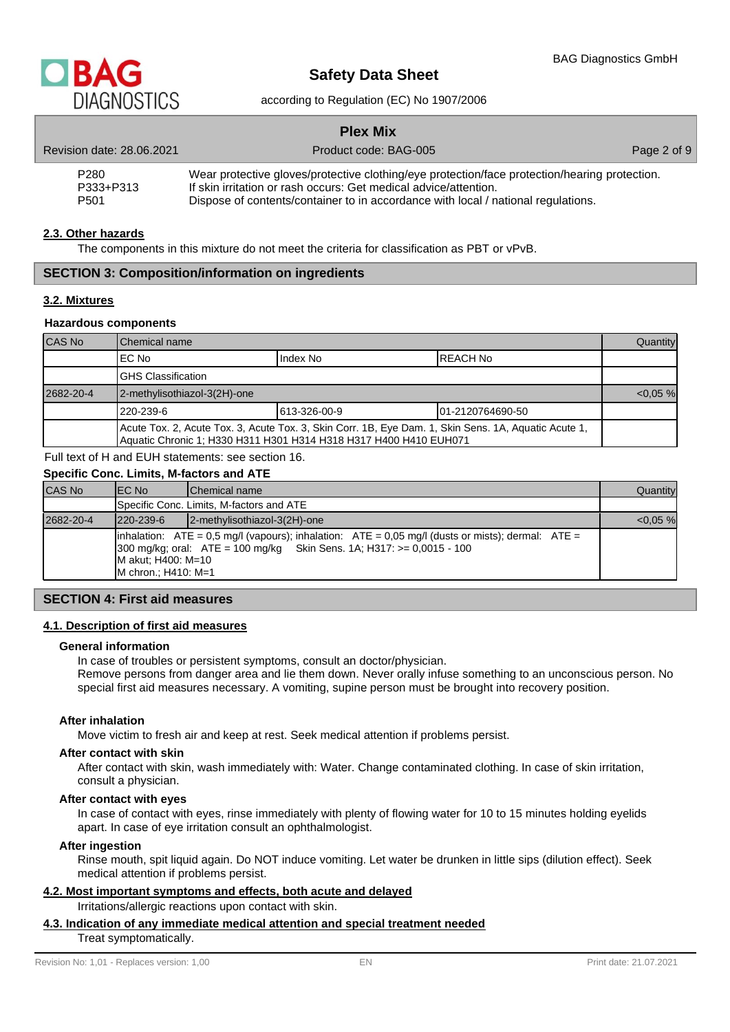| | |
|---|---|
| P280 | Wear protective gloves/protective clothing/eye protection/face protection/hearing protection. |
| P333+P313 | If skin irritation or rash occurs: Get medical advice/attention. |
| P501 | Dispose of contents/container to in accordance with local / national regulations. |

### 2.3. Other hazards

The components in this mixture do not meet the criteria for classification as PBT or vPvB.

## SECTION 3: Composition/information on ingredients

### 3.2. Mixtures

**Hazardous components**

| CAS No | Chemical name | | | Quantity |
|---|---|---|---|---|
| | EC No | Index No | REACH No | |
| | GHS Classification | | | |
| 2682-20-4 | 2-methylisothiazol-3(2H)-one | | | <0,05 % |
| | 220-239-6 | 613-326-00-9 | 01-2120764690-50 | |
| | Acute Tox. 2, Acute Tox. 3, Acute Tox. 3, Skin Corr. 1B, Eye Dam. 1, Skin Sens. 1A, Aquatic Acute 1, Aquatic Chronic 1; H330 H311 H301 H314 H318 H317 H400 H410 EUH071 | | | |

Full text of H and EUH statements: see section 16.

**Specific Conc. Limits, M-factors and ATE**

| CAS No | EC No | Chemical name | Quantity |
|---|---|---|---|
| | Specific Conc. Limits, M-factors and ATE | | |
| 2682-20-4 | 220-239-6 | 2-methylisothiazol-3(2H)-one | <0,05 % |
| | inhalation: ATE = 0,5 mg/l (vapours); inhalation: ATE = 0,05 mg/l (dusts or mists); dermal: ATE = 300 mg/kg; oral: ATE = 100 mg/kg Skin Sens. 1A; H317: >= 0,0015 - 100<br>M akut; H400: M=10<br>M chron.; H410: M=1 | | |

## SECTION 4: First aid measures

### 4.1. Description of first aid measures

**General information**

In case of troubles or persistent symptoms, consult an doctor/physician.
Remove persons from danger area and lie them down. Never orally infuse something to an unconscious person. No special first aid measures necessary. A vomiting, supine person must be brought into recovery position.

**After inhalation**

Move victim to fresh air and keep at rest. Seek medical attention if problems persist.

**After contact with skin**

After contact with skin, wash immediately with: Water. Change contaminated clothing. In case of skin irritation, consult a physician.

**After contact with eyes**

In case of contact with eyes, rinse immediately with plenty of flowing water for 10 to 15 minutes holding eyelids apart. In case of eye irritation consult an ophthalmologist.

**After ingestion**

Rinse mouth, spit liquid again. Do NOT induce vomiting. Let water be drunken in little sips (dilution effect). Seek medical attention if problems persist.

### 4.2. Most important symptoms and effects, both acute and delayed

Irritations/allergic reactions upon contact with skin.

### 4.3. Indication of any immediate medical attention and special treatment needed

Treat symptomatically.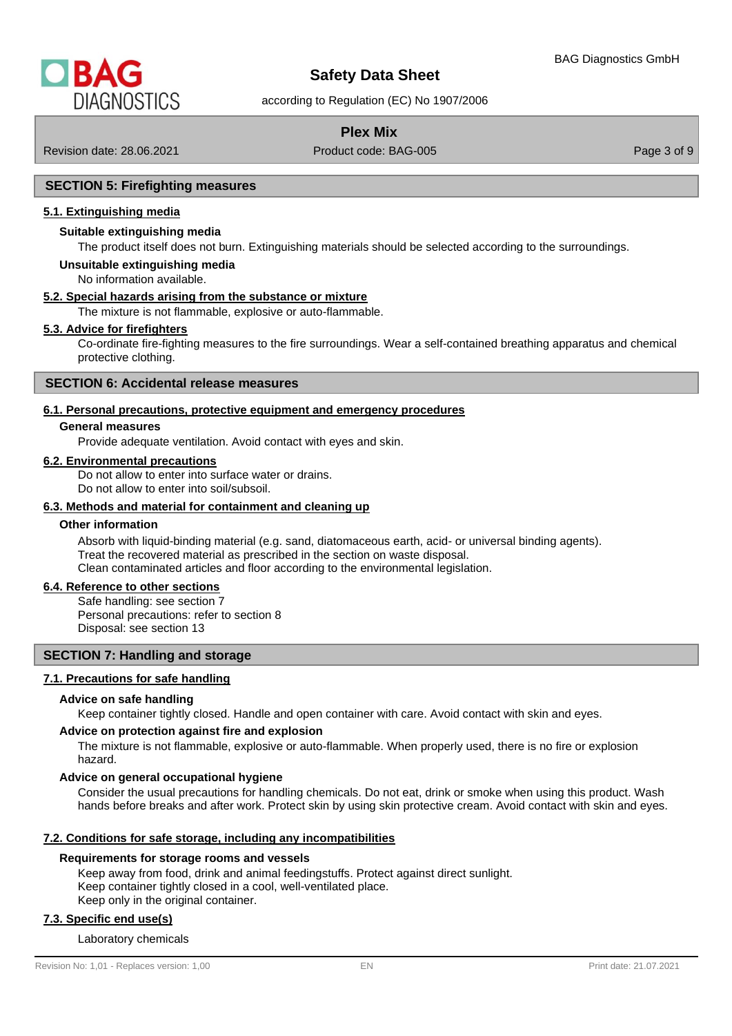## SECTION 5: Firefighting measures

### 5.1. Extinguishing media

**Suitable extinguishing media**

The product itself does not burn. Extinguishing materials should be selected according to the surroundings.

**Unsuitable extinguishing media**

No information available.

### 5.2. Special hazards arising from the substance or mixture

The mixture is not flammable, explosive or auto-flammable.

### 5.3. Advice for firefighters

Co-ordinate fire-fighting measures to the fire surroundings. Wear a self-contained breathing apparatus and chemical protective clothing.

## SECTION 6: Accidental release measures

### 6.1. Personal precautions, protective equipment and emergency procedures

**General measures**

Provide adequate ventilation. Avoid contact with eyes and skin.

### 6.2. Environmental precautions

Do not allow to enter into surface water or drains.
Do not allow to enter into soil/subsoil.

### 6.3. Methods and material for containment and cleaning up

**Other information**

Absorb with liquid-binding material (e.g. sand, diatomaceous earth, acid- or universal binding agents).
Treat the recovered material as prescribed in the section on waste disposal.
Clean contaminated articles and floor according to the environmental legislation.

### 6.4. Reference to other sections

Safe handling: see section 7
Personal precautions: refer to section 8
Disposal: see section 13

## SECTION 7: Handling and storage

### 7.1. Precautions for safe handling

**Advice on safe handling**

Keep container tightly closed. Handle and open container with care. Avoid contact with skin and eyes.

**Advice on protection against fire and explosion**

The mixture is not flammable, explosive or auto-flammable. When properly used, there is no fire or explosion hazard.

**Advice on general occupational hygiene**

Consider the usual precautions for handling chemicals. Do not eat, drink or smoke when using this product. Wash hands before breaks and after work. Protect skin by using skin protective cream. Avoid contact with skin and eyes.

### 7.2. Conditions for safe storage, including any incompatibilities

**Requirements for storage rooms and vessels**

Keep away from food, drink and animal feedingstuffs. Protect against direct sunlight.
Keep container tightly closed in a cool, well-ventilated place.
Keep only in the original container.

### 7.3. Specific end use(s)

Laboratory chemicals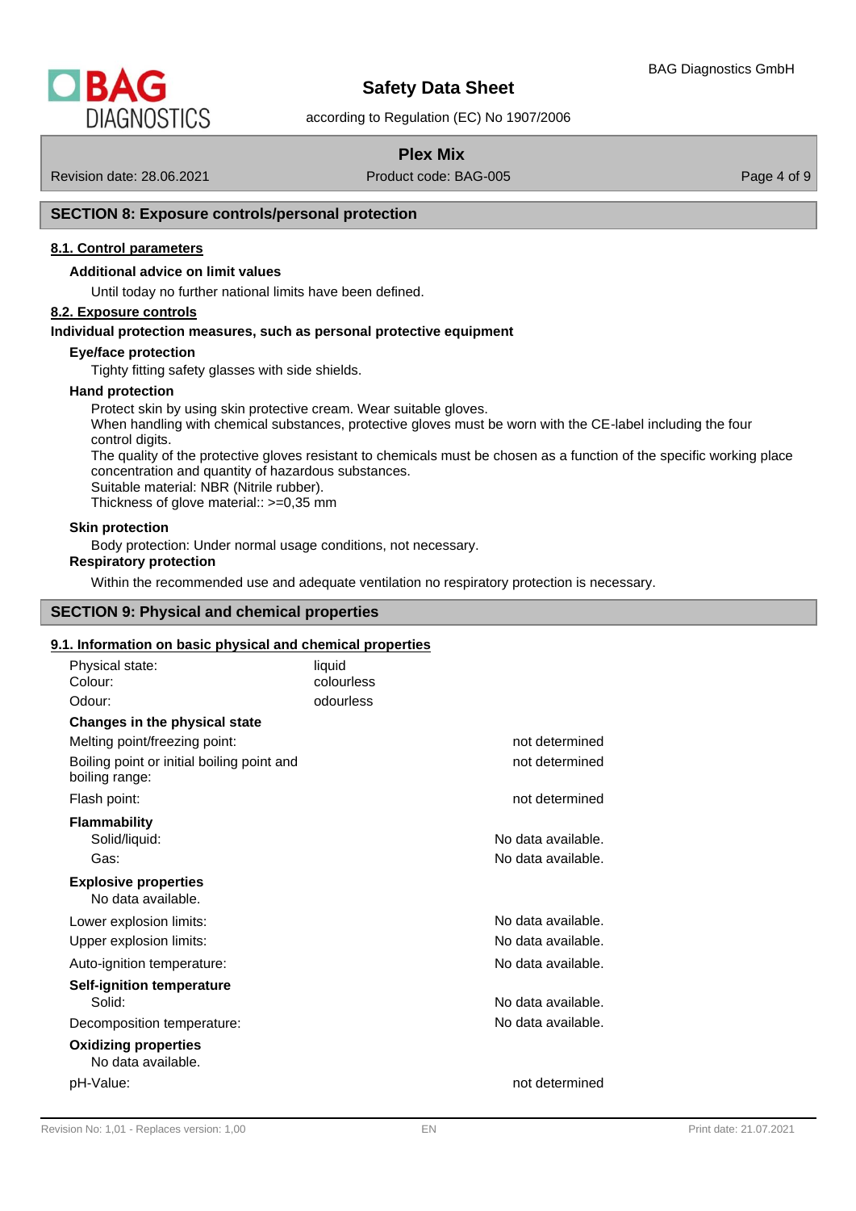## SECTION 8: Exposure controls/personal protection

### 8.1. Control parameters

**Additional advice on limit values**

Until today no further national limits have been defined.

### 8.2. Exposure controls

**Individual protection measures, such as personal protective equipment**

**Eye/face protection**

Tighty fitting safety glasses with side shields.

**Hand protection**

Protect skin by using skin protective cream. Wear suitable gloves.
When handling with chemical substances, protective gloves must be worn with the CE-label including the four control digits.
The quality of the protective gloves resistant to chemicals must be chosen as a function of the specific working place concentration and quantity of hazardous substances.
Suitable material: NBR (Nitrile rubber).
Thickness of glove material:: >=0,35 mm

**Skin protection**

Body protection: Under normal usage conditions, not necessary.

**Respiratory protection**

Within the recommended use and adequate ventilation no respiratory protection is necessary.

## SECTION 9: Physical and chemical properties

### 9.1. Information on basic physical and chemical properties

| | |
|---|---|
| Physical state: | liquid |
| Colour: | colourless |
| Odour: | odourless |

**Changes in the physical state**

| | |
|---|---|
| Melting point/freezing point: | not determined |
| Boiling point or initial boiling point and boiling range: | not determined |
| Flash point: | not determined |

**Flammability**

| | |
|---|---|
| Solid/liquid: | No data available. |
| Gas: | No data available. |

**Explosive properties**

No data available.

| | |
|---|---|
| Lower explosion limits: | No data available. |
| Upper explosion limits: | No data available. |
| Auto-ignition temperature: | No data available. |

**Self-ignition temperature**

| | |
|---|---|
| Solid: | No data available. |
| Decomposition temperature: | No data available. |

**Oxidizing properties**

No data available.

| | |
|---|---|
| pH-Value: | not determined |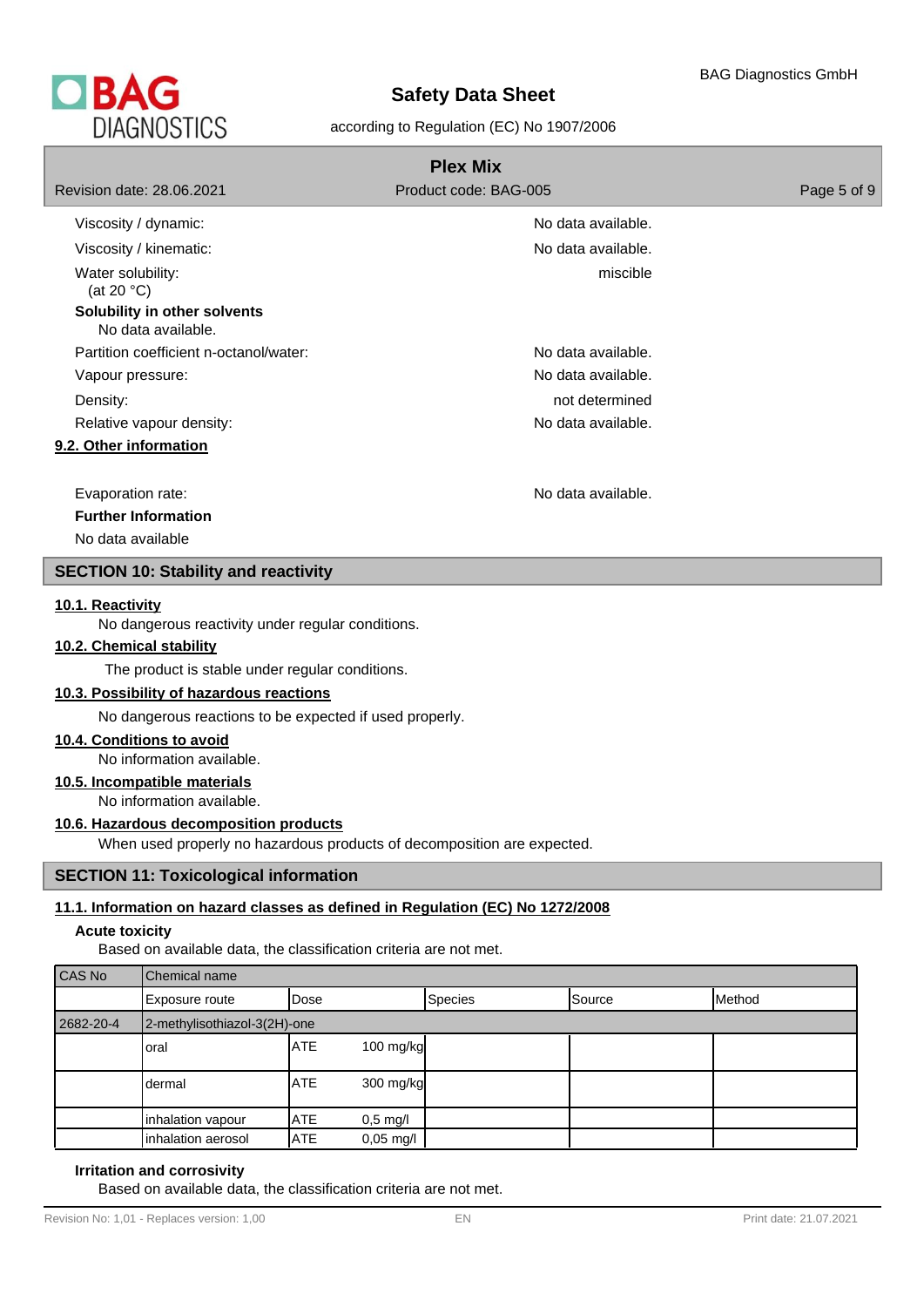| | |
|---|---|
| Viscosity / dynamic: | No data available. |
| Viscosity / kinematic: | No data available. |
| Water solubility: (at 20 °C) | miscible |

**Solubility in other solvents**

No data available.

| | |
|---|---|
| Partition coefficient n-octanol/water: | No data available. |
| Vapour pressure: | No data available. |
| Density: | not determined |
| Relative vapour density: | No data available. |

### 9.2. Other information

| | |
|---|---|
| Evaporation rate: | No data available. |

**Further Information**

No data available

## SECTION 10: Stability and reactivity

### 10.1. Reactivity

No dangerous reactivity under regular conditions.

### 10.2. Chemical stability

The product is stable under regular conditions.

### 10.3. Possibility of hazardous reactions

No dangerous reactions to be expected if used properly.

### 10.4. Conditions to avoid

No information available.

### 10.5. Incompatible materials

No information available.

### 10.6. Hazardous decomposition products

When used properly no hazardous products of decomposition are expected.

## SECTION 11: Toxicological information

### 11.1. Information on hazard classes as defined in Regulation (EC) No 1272/2008

**Acute toxicity**

Based on available data, the classification criteria are not met.

| CAS No | Chemical name | | | | | |
|---|---|---|---|---|---|---|
| | Exposure route | Dose | | Species | Source | Method |
| 2682-20-4 | 2-methylisothiazol-3(2H)-one | | | | | |
| | oral | ATE | 100 mg/kg | | | |
| | dermal | ATE | 300 mg/kg | | | |
| | inhalation vapour | ATE | 0,5 mg/l | | | |
| | inhalation aerosol | ATE | 0,05 mg/l | | | |

**Irritation and corrosivity**

Based on available data, the classification criteria are not met.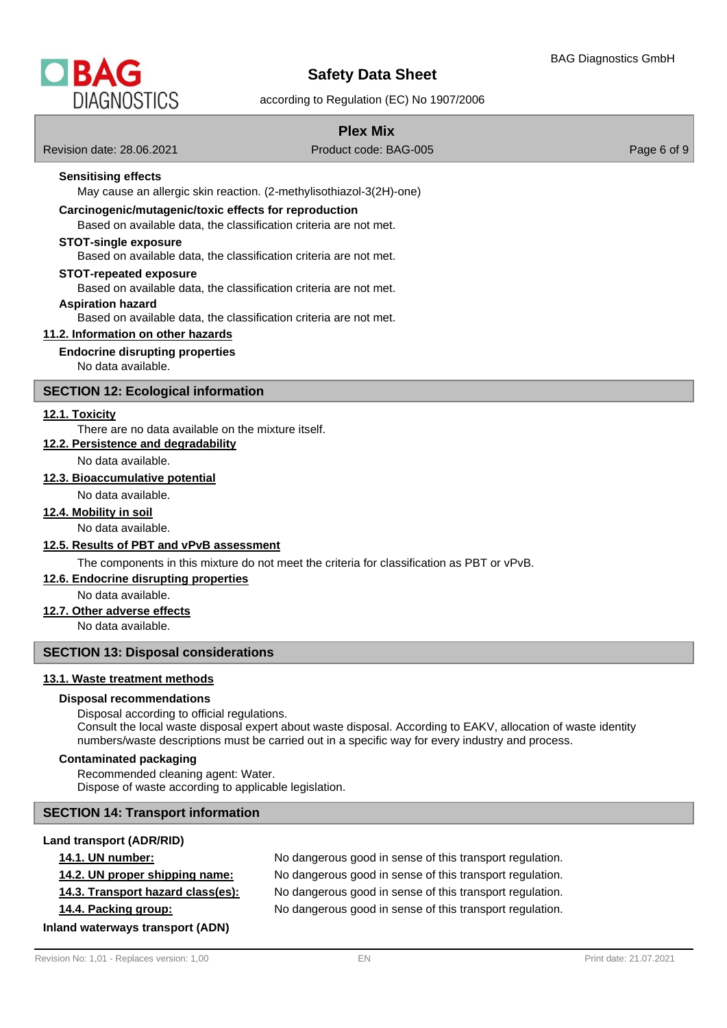**Sensitising effects**

May cause an allergic skin reaction. (2-methylisothiazol-3(2H)-one)

**Carcinogenic/mutagenic/toxic effects for reproduction**

Based on available data, the classification criteria are not met.

**STOT-single exposure**

Based on available data, the classification criteria are not met.

**STOT-repeated exposure**

Based on available data, the classification criteria are not met.

**Aspiration hazard**

Based on available data, the classification criteria are not met.

### 11.2. Information on other hazards

**Endocrine disrupting properties**

No data available.

## SECTION 12: Ecological information

### 12.1. Toxicity

There are no data available on the mixture itself.

### 12.2. Persistence and degradability

No data available.

### 12.3. Bioaccumulative potential

No data available.

### 12.4. Mobility in soil

No data available.

### 12.5. Results of PBT and vPvB assessment

The components in this mixture do not meet the criteria for classification as PBT or vPvB.

### 12.6. Endocrine disrupting properties

No data available.

### 12.7. Other adverse effects

No data available.

## SECTION 13: Disposal considerations

### 13.1. Waste treatment methods

**Disposal recommendations**

Disposal according to official regulations.
Consult the local waste disposal expert about waste disposal. According to EAKV, allocation of waste identity numbers/waste descriptions must be carried out in a specific way for every industry and process.

**Contaminated packaging**

Recommended cleaning agent: Water.
Dispose of waste according to applicable legislation.

## SECTION 14: Transport information

**Land transport (ADR/RID)**

| | |
|---|---|
| **14.1. UN number:** | No dangerous good in sense of this transport regulation. |
| **14.2. UN proper shipping name:** | No dangerous good in sense of this transport regulation. |
| **14.3. Transport hazard class(es):** | No dangerous good in sense of this transport regulation. |
| **14.4. Packing group:** | No dangerous good in sense of this transport regulation. |

**Inland waterways transport (ADN)**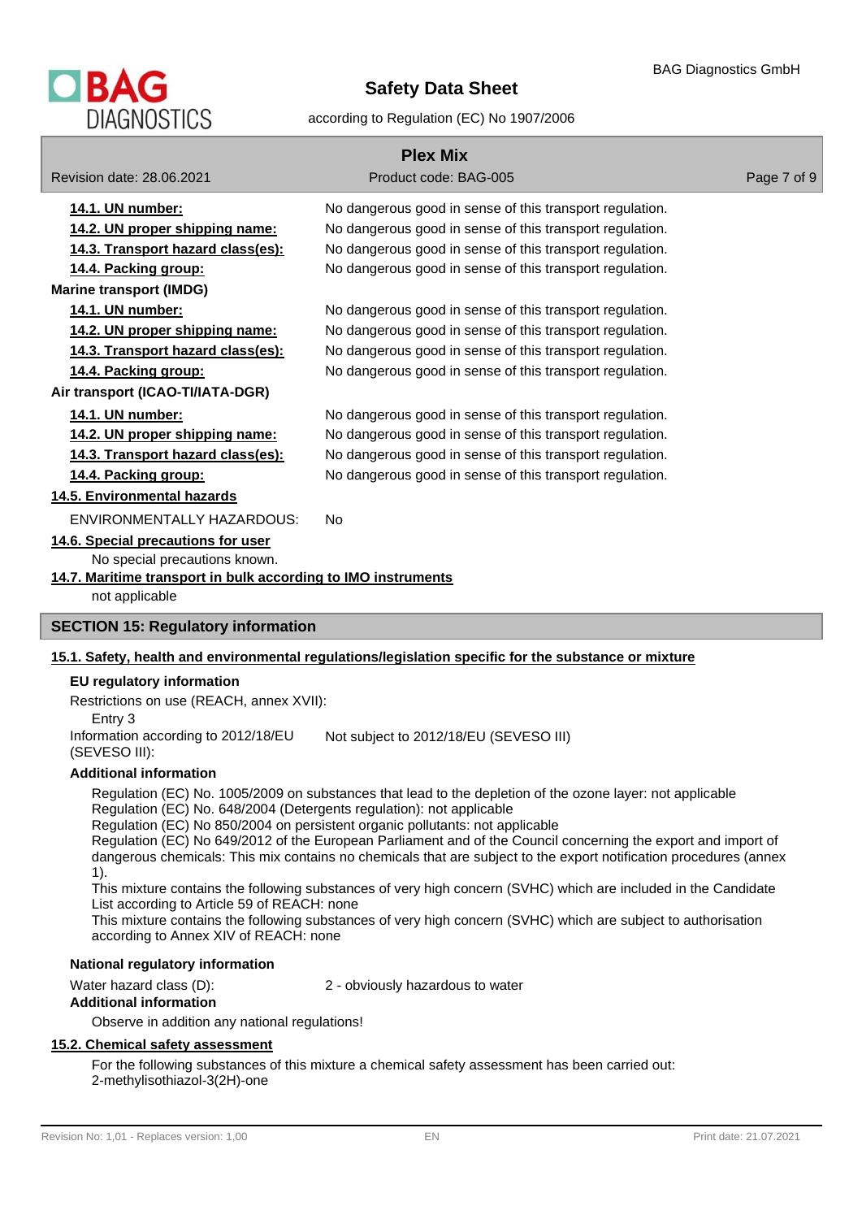**14.1. UN number:** No dangerous good in sense of this transport regulation.

**14.2. UN proper shipping name:** No dangerous good in sense of this transport regulation.

**14.3. Transport hazard class(es):** No dangerous good in sense of this transport regulation.

**14.4. Packing group:** No dangerous good in sense of this transport regulation.

**Marine transport (IMDG)**

**14.1. UN number:** No dangerous good in sense of this transport regulation.

**14.2. UN proper shipping name:** No dangerous good in sense of this transport regulation.

**14.3. Transport hazard class(es):** No dangerous good in sense of this transport regulation.

**14.4. Packing group:** No dangerous good in sense of this transport regulation.

**Air transport (ICAO-TI/IATA-DGR)**

**14.1. UN number:** No dangerous good in sense of this transport regulation.

**14.2. UN proper shipping name:** No dangerous good in sense of this transport regulation.

**14.3. Transport hazard class(es):** No dangerous good in sense of this transport regulation.

**14.4. Packing group:** No dangerous good in sense of this transport regulation.

**14.5. Environmental hazards**

ENVIRONMENTALLY HAZARDOUS: No

**14.6. Special precautions for user**

No special precautions known.

**14.7. Maritime transport in bulk according to IMO instruments**

not applicable

## SECTION 15: Regulatory information

**15.1. Safety, health and environmental regulations/legislation specific for the substance or mixture**

**EU regulatory information**

Restrictions on use (REACH, annex XVII):

Entry 3

Information according to 2012/18/EU (SEVESO III): Not subject to 2012/18/EU (SEVESO III)

**Additional information**

Regulation (EC) No. 1005/2009 on substances that lead to the depletion of the ozone layer: not applicable
Regulation (EC) No. 648/2004 (Detergents regulation): not applicable
Regulation (EC) No 850/2004 on persistent organic pollutants: not applicable
Regulation (EC) No 649/2012 of the European Parliament and of the Council concerning the export and import of dangerous chemicals: This mix contains no chemicals that are subject to the export notification procedures (annex 1).
This mixture contains the following substances of very high concern (SVHC) which are included in the Candidate List according to Article 59 of REACH: none
This mixture contains the following substances of very high concern (SVHC) which are subject to authorisation according to Annex XIV of REACH: none

**National regulatory information**

Water hazard class (D): 2 - obviously hazardous to water

**Additional information**

Observe in addition any national regulations!

**15.2. Chemical safety assessment**

For the following substances of this mixture a chemical safety assessment has been carried out:
2-methylisothiazol-3(2H)-one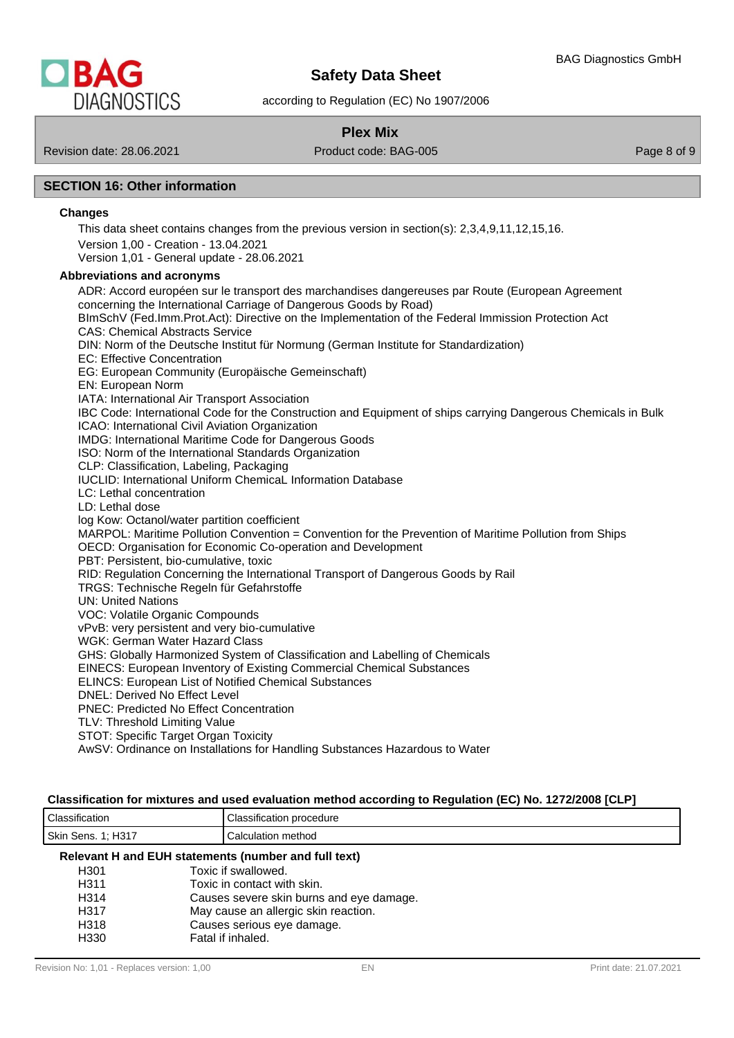## SECTION 16: Other information

### Changes

This data sheet contains changes from the previous version in section(s): 2,3,4,9,11,12,15,16.

Version 1,00 - Creation - 13.04.2021

Version 1,01 - General update - 28.06.2021

### Abbreviations and acronyms

ADR: Accord européen sur le transport des marchandises dangereuses par Route (European Agreement concerning the International Carriage of Dangerous Goods by Road)
BImSchV (Fed.Imm.Prot.Act): Directive on the Implementation of the Federal Immission Protection Act
CAS: Chemical Abstracts Service
DIN: Norm of the Deutsche Institut für Normung (German Institute for Standardization)
EC: Effective Concentration
EG: European Community (Europäische Gemeinschaft)
EN: European Norm
IATA: International Air Transport Association
IBC Code: International Code for the Construction and Equipment of ships carrying Dangerous Chemicals in Bulk
ICAO: International Civil Aviation Organization
IMDG: International Maritime Code for Dangerous Goods
ISO: Norm of the International Standards Organization
CLP: Classification, Labeling, Packaging
IUCLID: International Uniform ChemicaL Information Database
LC: Lethal concentration
LD: Lethal dose
log Kow: Octanol/water partition coefficient
MARPOL: Maritime Pollution Convention = Convention for the Prevention of Maritime Pollution from Ships
OECD: Organisation for Economic Co-operation and Development
PBT: Persistent, bio-cumulative, toxic
RID: Regulation Concerning the International Transport of Dangerous Goods by Rail
TRGS: Technische Regeln für Gefahrstoffe
UN: United Nations
VOC: Volatile Organic Compounds
vPvB: very persistent and very bio-cumulative
WGK: German Water Hazard Class
GHS: Globally Harmonized System of Classification and Labelling of Chemicals
EINECS: European Inventory of Existing Commercial Chemical Substances
ELINCS: European List of Notified Chemical Substances
DNEL: Derived No Effect Level
PNEC: Predicted No Effect Concentration
TLV: Threshold Limiting Value
STOT: Specific Target Organ Toxicity
AwSV: Ordinance on Installations for Handling Substances Hazardous to Water

### Classification for mixtures and used evaluation method according to Regulation (EC) No. 1272/2008 [CLP]

| Classification | Classification procedure |
|---|---|
| Skin Sens. 1; H317 | Calculation method |

### Relevant H and EUH statements (number and full text)

| | |
|---|---|
| H301 | Toxic if swallowed. |
| H311 | Toxic in contact with skin. |
| H314 | Causes severe skin burns and eye damage. |
| H317 | May cause an allergic skin reaction. |
| H318 | Causes serious eye damage. |
| H330 | Fatal if inhaled. |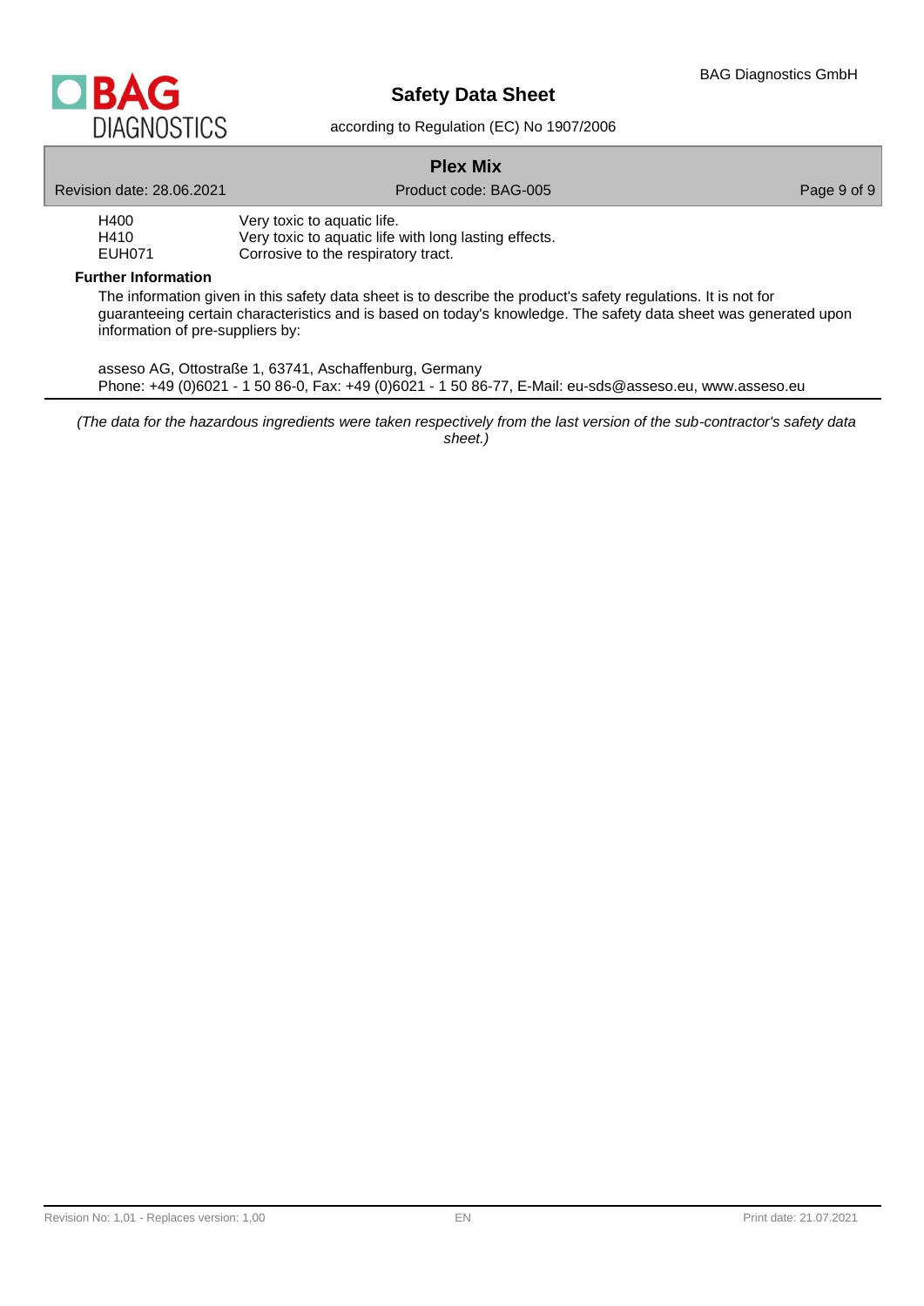| | |
|---|---|
| H400 | Very toxic to aquatic life. |
| H410 | Very toxic to aquatic life with long lasting effects. |
| EUH071 | Corrosive to the respiratory tract. |

**Further Information**

The information given in this safety data sheet is to describe the product's safety regulations. It is not for guaranteeing certain characteristics and is based on today's knowledge. The safety data sheet was generated upon information of pre-suppliers by:

asseso AG, Ottostraße 1, 63741, Aschaffenburg, Germany
Phone: +49 (0)6021 - 1 50 86-0, Fax: +49 (0)6021 - 1 50 86-77, E-Mail: eu-sds@asseso.eu, www.asseso.eu

---

*(The data for the hazardous ingredients were taken respectively from the last version of the sub-contractor's safety data sheet.)*